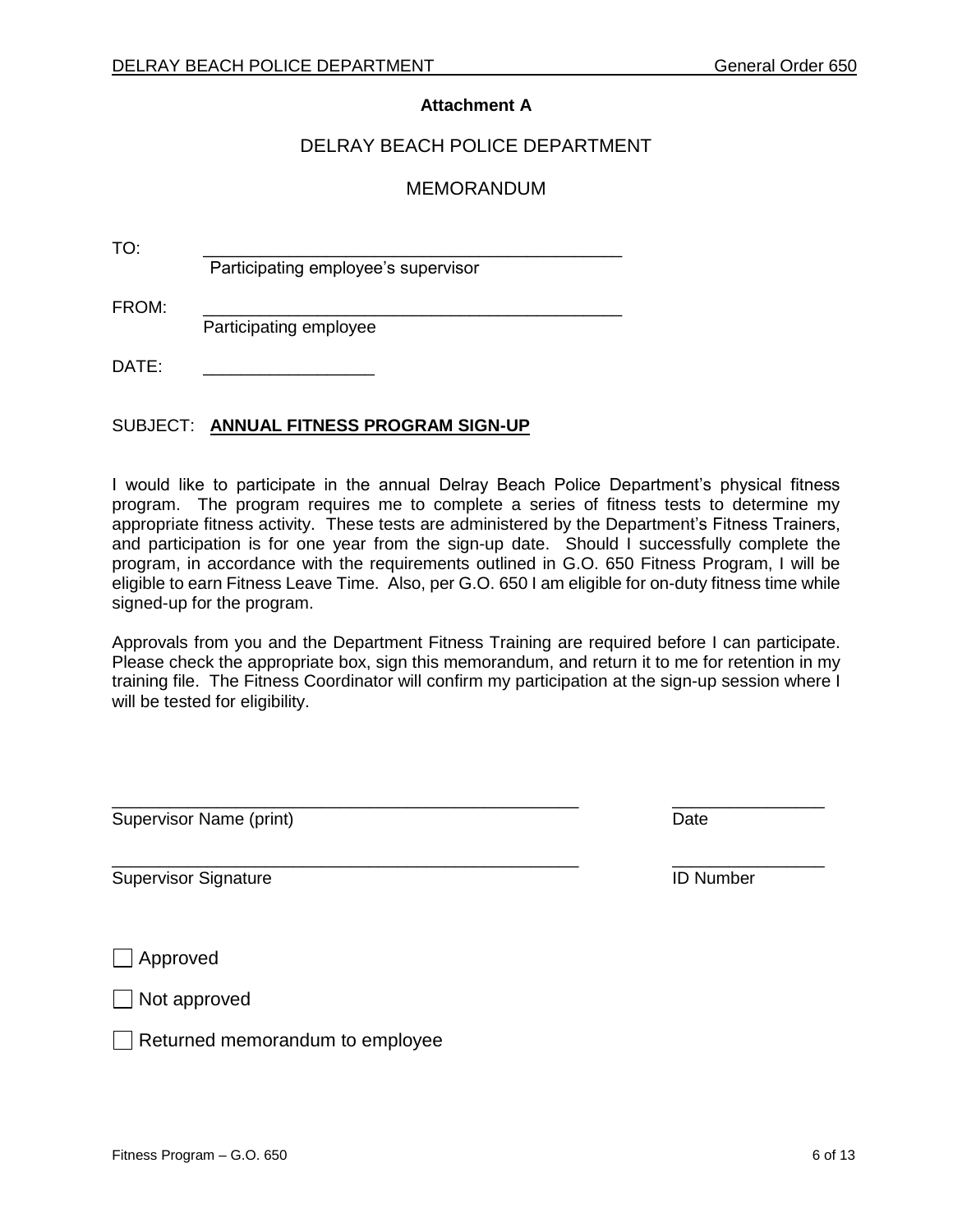**Attachment A**

DELRAY BEACH POLICE DEPARTMENT

MEMORANDUM

TO: \_\_\_\_\_\_\_\_\_\_\_\_\_\_\_\_\_\_\_\_\_\_\_\_\_\_\_\_\_\_\_\_\_\_\_\_\_\_\_\_\_\_\_\_
Participating employee's supervisor

FROM: \_\_\_\_\_\_\_\_\_\_\_\_\_\_\_\_\_\_\_\_\_\_\_\_\_\_\_\_\_\_\_\_\_\_\_\_\_\_\_\_\_\_\_\_
Participating employee

DATE: \_\_\_\_\_\_\_\_\_\_\_\_\_\_\_\_\_\_

SUBJECT: **ANNUAL FITNESS PROGRAM SIGN-UP**

I would like to participate in the annual Delray Beach Police Department's physical fitness program. The program requires me to complete a series of fitness tests to determine my appropriate fitness activity. These tests are administered by the Department's Fitness Trainers, and participation is for one year from the sign-up date. Should I successfully complete the program, in accordance with the requirements outlined in G.O. 650 Fitness Program, I will be eligible to earn Fitness Leave Time. Also, per G.O. 650 I am eligible for on-duty fitness time while signed-up for the program.

Approvals from you and the Department Fitness Training are required before I can participate. Please check the appropriate box, sign this memorandum, and return it to me for retention in my training file. The Fitness Coordinator will confirm my participation at the sign-up session where I will be tested for eligibility.

\_\_\_\_\_\_\_\_\_\_\_\_\_\_\_\_\_\_\_\_\_\_\_\_\_\_\_\_\_\_\_\_\_\_\_\_\_\_\_\_\_\_\_\_\_\_\_\_ \_\_\_\_\_\_\_\_\_\_\_\_\_\_\_\_
Supervisor Name (print) Date

\_\_\_\_\_\_\_\_\_\_\_\_\_\_\_\_\_\_\_\_\_\_\_\_\_\_\_\_\_\_\_\_\_\_\_\_\_\_\_\_\_\_\_\_\_\_\_\_ \_\_\_\_\_\_\_\_\_\_\_\_\_\_\_\_
Supervisor Signature ID Number

☐ Approved

☐ Not approved

☐ Returned memorandum to employee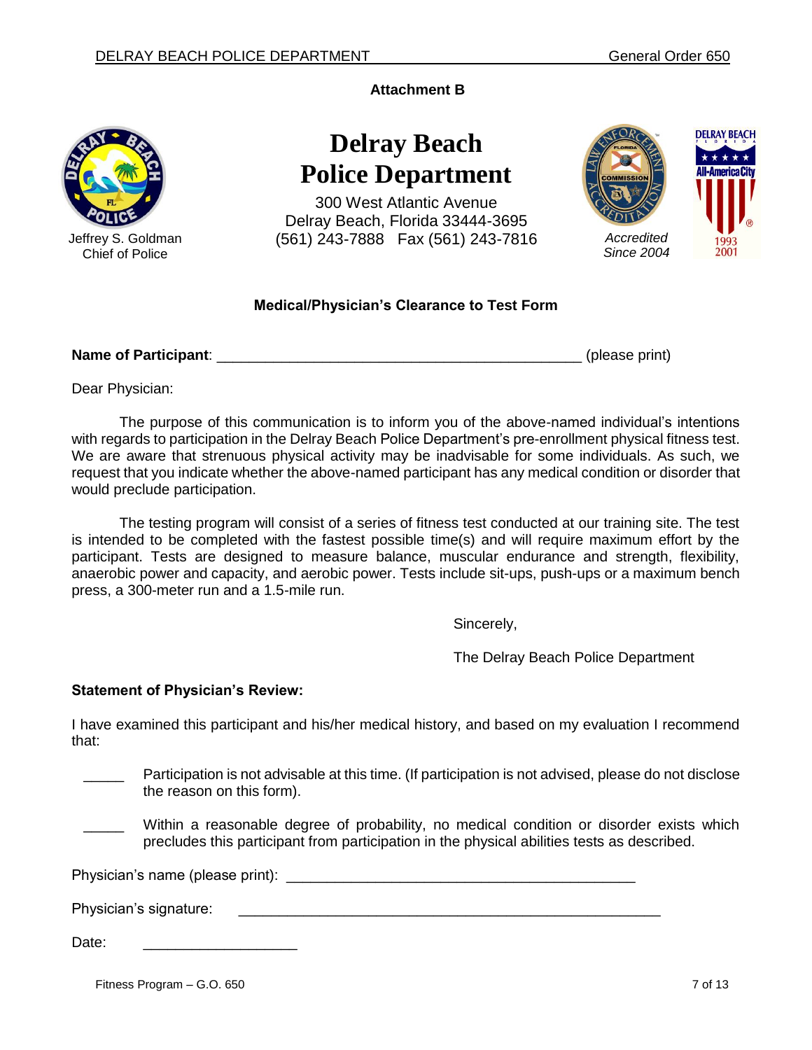**Attachment B**

# Delray Beach Police Department

300 West Atlantic Avenue
Delray Beach, Florida 33444-3695
(561) 243-7888   Fax (561) 243-7816

Jeffrey S. Goldman
Chief of Police

*Accredited Since 2004*

**Medical/Physician's Clearance to Test Form**

**Name of Participant**: _______________________________________________ (please print)

Dear Physician:

The purpose of this communication is to inform you of the above-named individual's intentions with regards to participation in the Delray Beach Police Department's pre-enrollment physical fitness test. We are aware that strenuous physical activity may be inadvisable for some individuals. As such, we request that you indicate whether the above-named participant has any medical condition or disorder that would preclude participation.

The testing program will consist of a series of fitness test conducted at our training site. The test is intended to be completed with the fastest possible time(s) and will require maximum effort by the participant. Tests are designed to measure balance, muscular endurance and strength, flexibility, anaerobic power and capacity, and aerobic power. Tests include sit-ups, push-ups or a maximum bench press, a 300-meter run and a 1.5-mile run.

Sincerely,

The Delray Beach Police Department

**Statement of Physician's Review:**

I have examined this participant and his/her medical history, and based on my evaluation I recommend that:

_____ Participation is not advisable at this time. (If participation is not advised, please do not disclose the reason on this form).

_____ Within a reasonable degree of probability, no medical condition or disorder exists which precludes this participant from participation in the physical abilities tests as described.

Physician's name (please print): _____________________________________________

Physician's signature: _______________________________________________________

Date: ___________________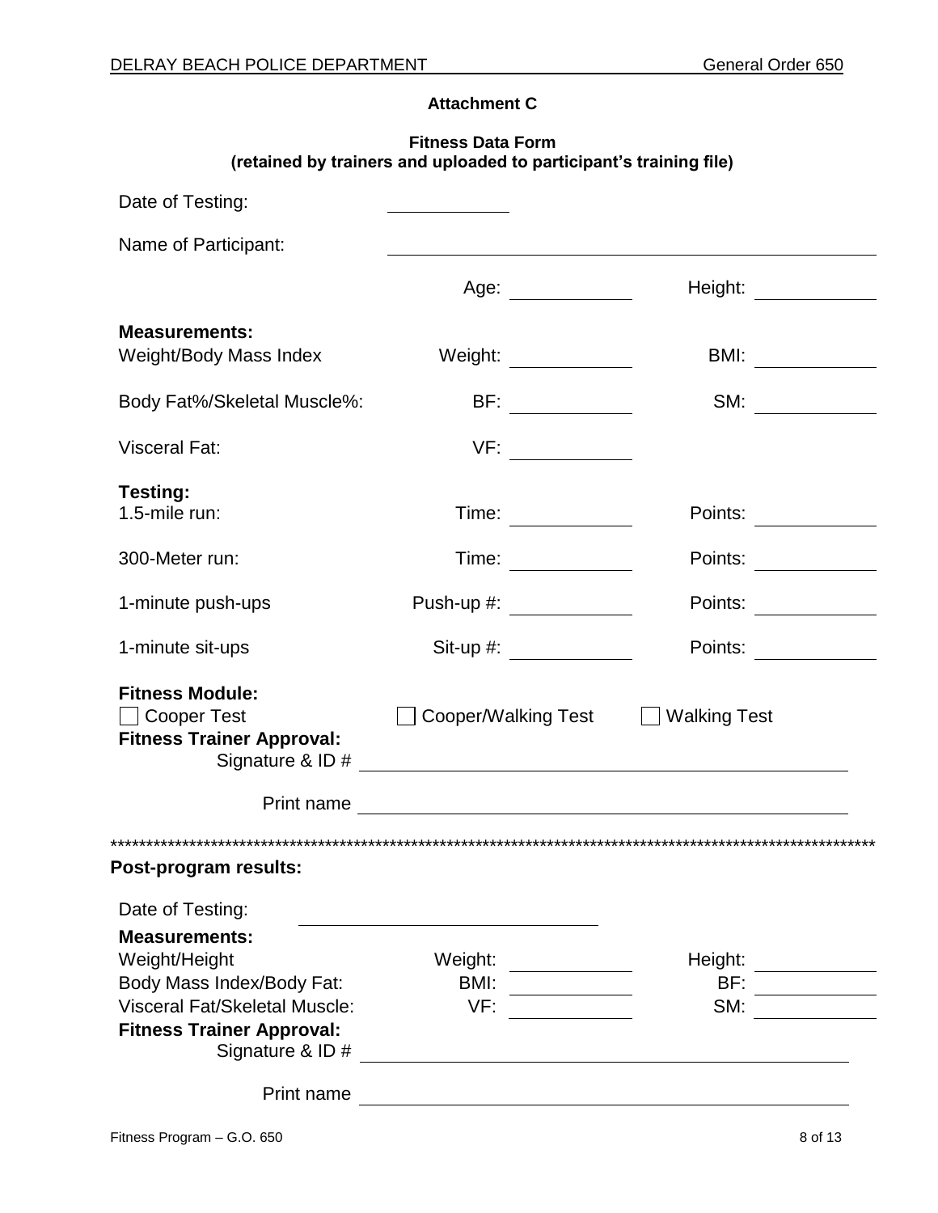**Attachment C**

**Fitness Data Form**
**(retained by trainers and uploaded to participant's training file)**

Date of Testing: ____________

Name of Participant: ______________________________________________

Age: ____________ Height: ____________

**Measurements:**

Weight/Body Mass Index — Weight: ____________ BMI: ____________

Body Fat%/Skeletal Muscle%: — BF: ____________ SM: ____________

Visceral Fat: — VF: ____________

**Testing:**

1.5-mile run: — Time: ____________ Points: ____________

300-Meter run: — Time: ____________ Points: ____________

1-minute push-ups — Push-up #: ____________ Points: ____________

1-minute sit-ups — Sit-up #: ____________ Points: ____________

**Fitness Module:**

☐ Cooper Test ☐ Cooper/Walking Test ☐ Walking Test

**Fitness Trainer Approval:**

Signature & ID # ______________________________________________

Print name ______________________________________________

*****************************************************************************************************

**Post-program results:**

Date of Testing: ______________________________

**Measurements:**

Weight/Height — Weight: ____________ Height: ____________

Body Mass Index/Body Fat: — BMI: ____________ BF: ____________

Visceral Fat/Skeletal Muscle: — VF: ____________ SM: ____________

**Fitness Trainer Approval:**

Signature & ID # ______________________________________________

Print name ______________________________________________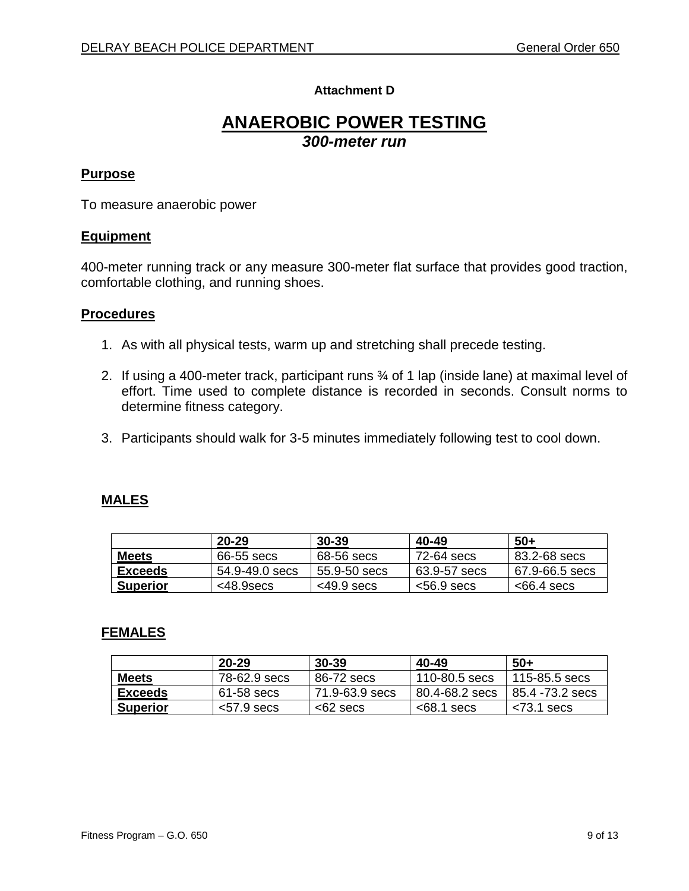**Attachment D**

# ANAEROBIC POWER TESTING

## *300-meter run*

### Purpose

To measure anaerobic power

### Equipment

400-meter running track or any measure 300-meter flat surface that provides good traction, comfortable clothing, and running shoes.

### Procedures

1. As with all physical tests, warm up and stretching shall precede testing.

2. If using a 400-meter track, participant runs ¾ of 1 lap (inside lane) at maximal level of effort. Time used to complete distance is recorded in seconds. Consult norms to determine fitness category.

3. Participants should walk for 3-5 minutes immediately following test to cool down.

### MALES

| | 20-29 | 30-39 | 40-49 | 50+ |
|---|---|---|---|---|
| **Meets** | 66-55 secs | 68-56 secs | 72-64 secs | 83.2-68 secs |
| **Exceeds** | 54.9-49.0 secs | 55.9-50 secs | 63.9-57 secs | 67.9-66.5 secs |
| **Superior** | <48.9secs | <49.9 secs | <56.9 secs | <66.4 secs |

### FEMALES

| | 20-29 | 30-39 | 40-49 | 50+ |
|---|---|---|---|---|
| **Meets** | 78-62.9 secs | 86-72 secs | 110-80.5 secs | 115-85.5 secs |
| **Exceeds** | 61-58 secs | 71.9-63.9 secs | 80.4-68.2 secs | 85.4 -73.2 secs |
| **Superior** | <57.9 secs | <62 secs | <68.1 secs | <73.1 secs |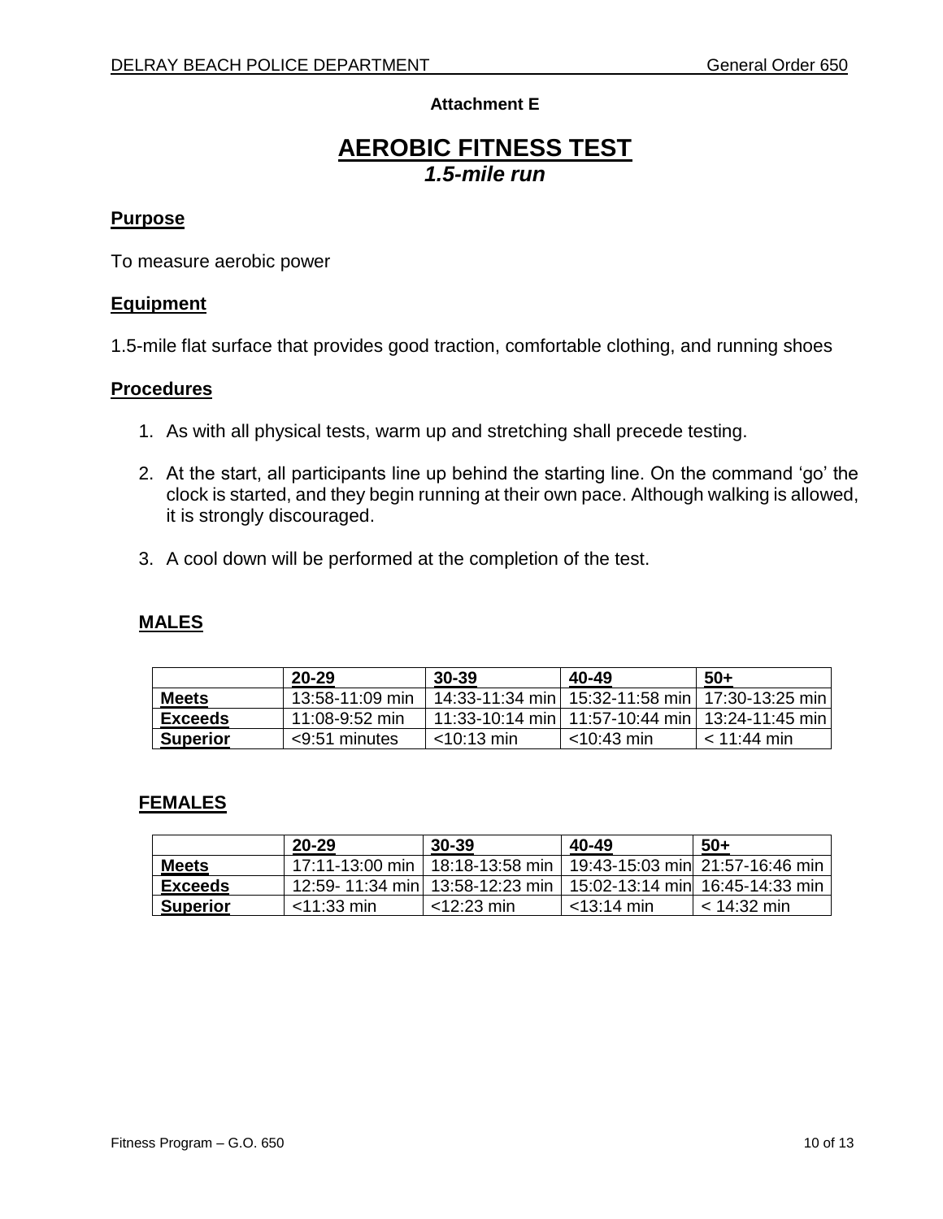**Attachment E**

# AEROBIC FITNESS TEST

### *1.5-mile run*

## Purpose

To measure aerobic power

## Equipment

1.5-mile flat surface that provides good traction, comfortable clothing, and running shoes

## Procedures

1. As with all physical tests, warm up and stretching shall precede testing.
2. At the start, all participants line up behind the starting line. On the command 'go' the clock is started, and they begin running at their own pace. Although walking is allowed, it is strongly discouraged.
3. A cool down will be performed at the completion of the test.

## MALES

| | 20-29 | 30-39 | 40-49 | 50+ |
|---|---|---|---|---|
| **Meets** | 13:58-11:09 min | 14:33-11:34 min | 15:32-11:58 min | 17:30-13:25 min |
| **Exceeds** | 11:08-9:52 min | 11:33-10:14 min | 11:57-10:44 min | 13:24-11:45 min |
| **Superior** | <9:51 minutes | <10:13 min | <10:43 min | < 11:44 min |

## FEMALES

| | 20-29 | 30-39 | 40-49 | 50+ |
|---|---|---|---|---|
| **Meets** | 17:11-13:00 min | 18:18-13:58 min | 19:43-15:03 min | 21:57-16:46 min |
| **Exceeds** | 12:59- 11:34 min | 13:58-12:23 min | 15:02-13:14 min | 16:45-14:33 min |
| **Superior** | <11:33 min | <12:23 min | <13:14 min | < 14:32 min |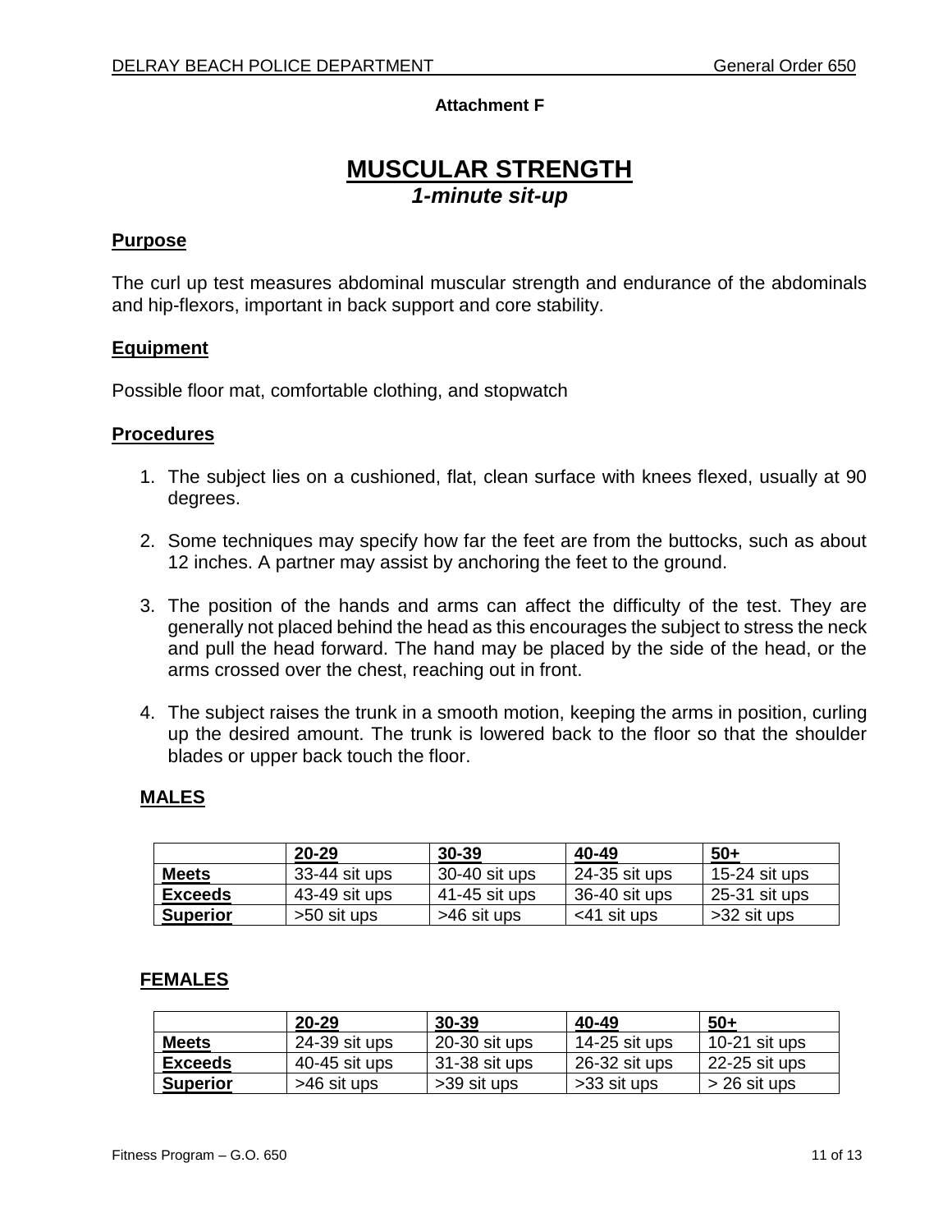**Attachment F**

# MUSCULAR STRENGTH

***1-minute sit-up***

## Purpose

The curl up test measures abdominal muscular strength and endurance of the abdominals and hip-flexors, important in back support and core stability.

## Equipment

Possible floor mat, comfortable clothing, and stopwatch

## Procedures

1. The subject lies on a cushioned, flat, clean surface with knees flexed, usually at 90 degrees.

2. Some techniques may specify how far the feet are from the buttocks, such as about 12 inches. A partner may assist by anchoring the feet to the ground.

3. The position of the hands and arms can affect the difficulty of the test. They are generally not placed behind the head as this encourages the subject to stress the neck and pull the head forward. The hand may be placed by the side of the head, or the arms crossed over the chest, reaching out in front.

4. The subject raises the trunk in a smooth motion, keeping the arms in position, curling up the desired amount. The trunk is lowered back to the floor so that the shoulder blades or upper back touch the floor.

### MALES

| | 20-29 | 30-39 | 40-49 | 50+ |
|---|---|---|---|---|
| **Meets** | 33-44 sit ups | 30-40 sit ups | 24-35 sit ups | 15-24 sit ups |
| **Exceeds** | 43-49 sit ups | 41-45 sit ups | 36-40 sit ups | 25-31 sit ups |
| **Superior** | >50 sit ups | >46 sit ups | <41 sit ups | >32 sit ups |

### FEMALES

| | 20-29 | 30-39 | 40-49 | 50+ |
|---|---|---|---|---|
| **Meets** | 24-39 sit ups | 20-30 sit ups | 14-25 sit ups | 10-21 sit ups |
| **Exceeds** | 40-45 sit ups | 31-38 sit ups | 26-32 sit ups | 22-25 sit ups |
| **Superior** | >46 sit ups | >39 sit ups | >33 sit ups | > 26 sit ups |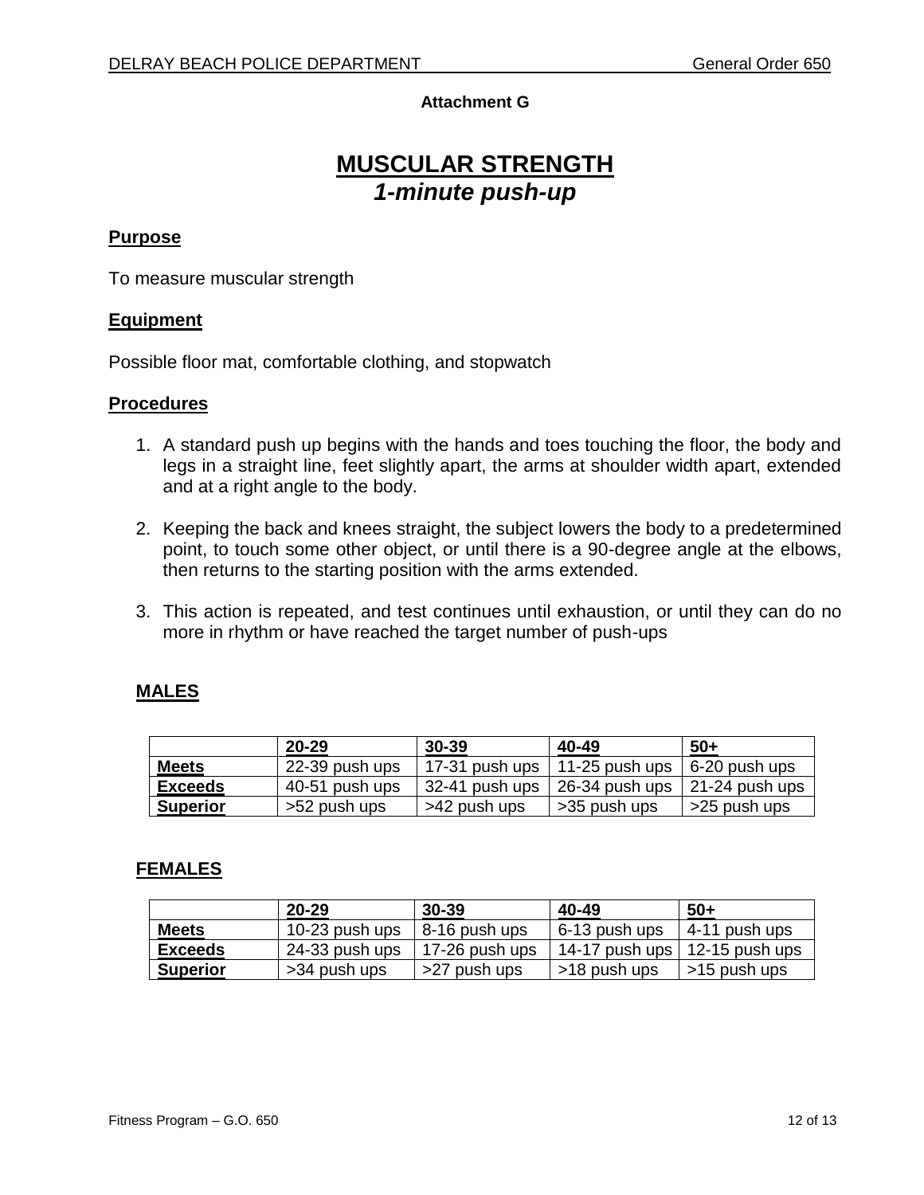**Attachment G**

# MUSCULAR STRENGTH
## *1-minute push-up*

**Purpose**

To measure muscular strength

**Equipment**

Possible floor mat, comfortable clothing, and stopwatch

**Procedures**

1. A standard push up begins with the hands and toes touching the floor, the body and legs in a straight line, feet slightly apart, the arms at shoulder width apart, extended and at a right angle to the body.

2. Keeping the back and knees straight, the subject lowers the body to a predetermined point, to touch some other object, or until there is a 90-degree angle at the elbows, then returns to the starting position with the arms extended.

3. This action is repeated, and test continues until exhaustion, or until they can do no more in rhythm or have reached the target number of push-ups

**MALES**

| | **20-29** | **30-39** | **40-49** | **50+** |
|---|---|---|---|---|
| **Meets** | 22-39 push ups | 17-31 push ups | 11-25 push ups | 6-20 push ups |
| **Exceeds** | 40-51 push ups | 32-41 push ups | 26-34 push ups | 21-24 push ups |
| **Superior** | >52 push ups | >42 push ups | >35 push ups | >25 push ups |

**FEMALES**

| | **20-29** | **30-39** | **40-49** | **50+** |
|---|---|---|---|---|
| **Meets** | 10-23 push ups | 8-16 push ups | 6-13 push ups | 4-11 push ups |
| **Exceeds** | 24-33 push ups | 17-26 push ups | 14-17 push ups | 12-15 push ups |
| **Superior** | >34 push ups | >27 push ups | >18 push ups | >15 push ups |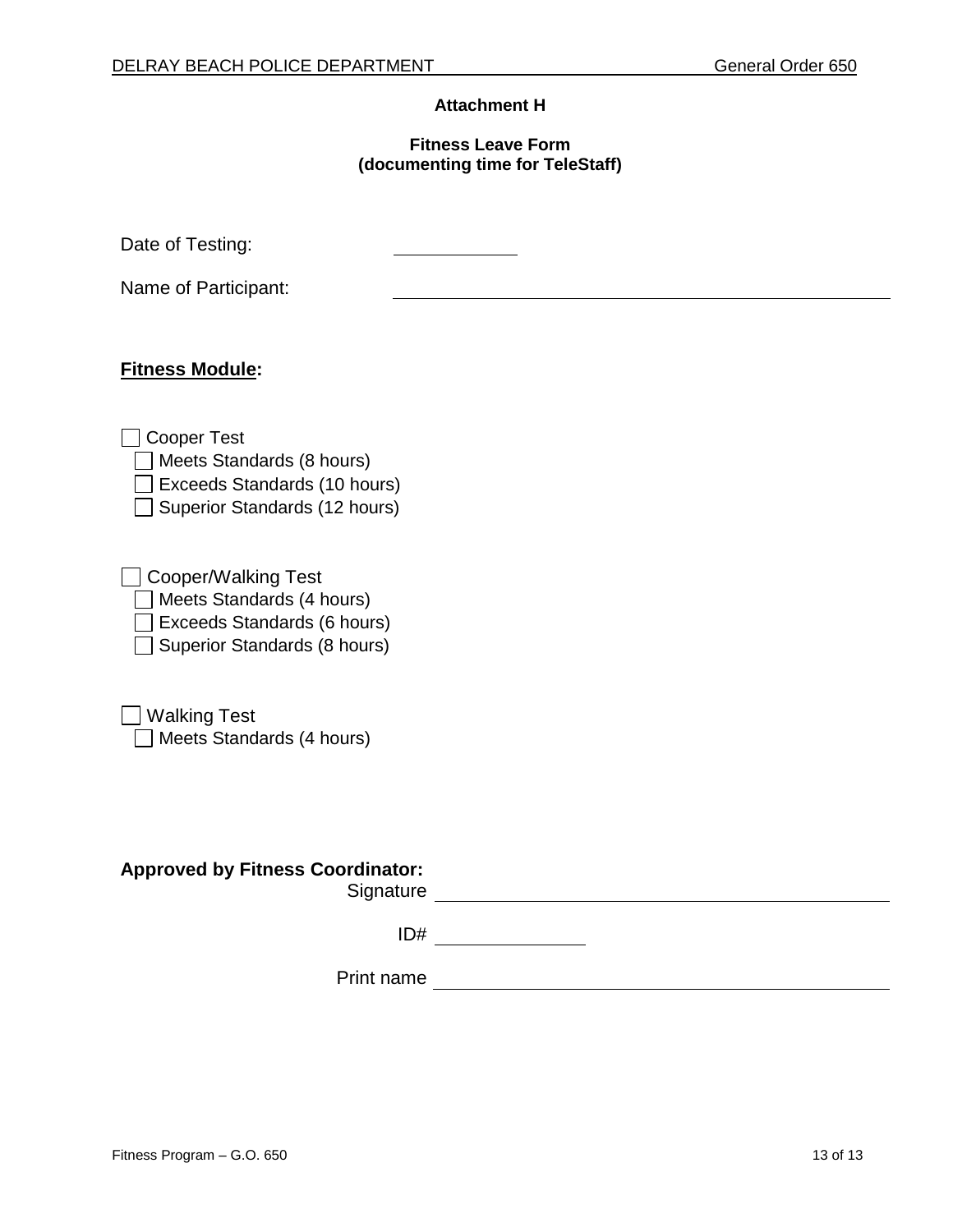**Attachment H**

**Fitness Leave Form**
**(documenting time for TeleStaff)**

Date of Testing: ____________

Name of Participant: ______________________________________

**<u>Fitness Module</u>:**

- [ ] Cooper Test
  - [ ] Meets Standards (8 hours)
  - [ ] Exceeds Standards (10 hours)
  - [ ] Superior Standards (12 hours)

- [ ] Cooper/Walking Test
  - [ ] Meets Standards (4 hours)
  - [ ] Exceeds Standards (6 hours)
  - [ ] Superior Standards (8 hours)

- [ ] Walking Test
  - [ ] Meets Standards (4 hours)

**Approved by Fitness Coordinator:**

Signature ______________________________________

ID# ______________

Print name ______________________________________